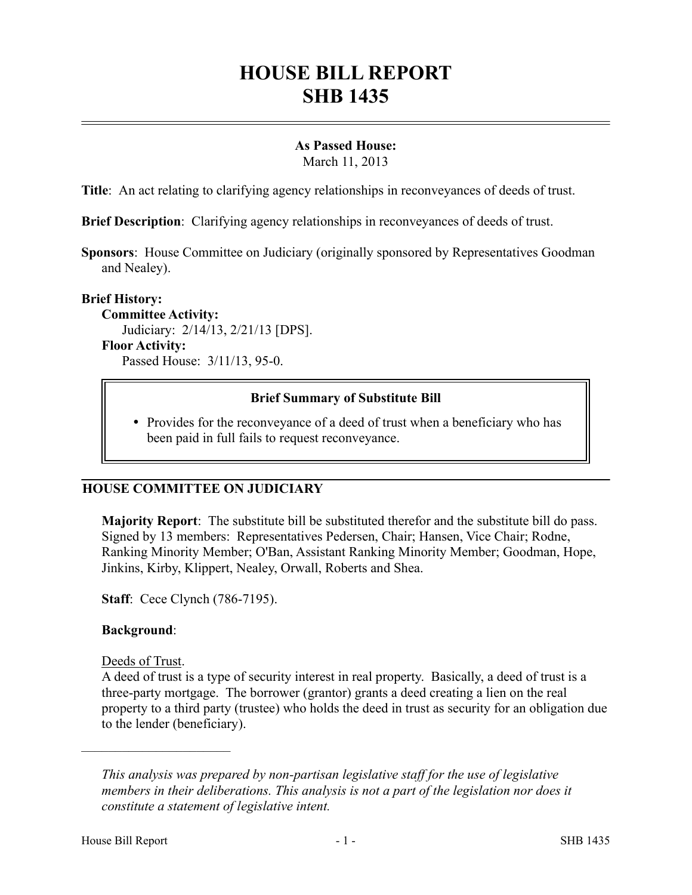# HOUSE BILL REPORT
# SHB 1435

**As Passed House:**
March 11, 2013

**Title**: An act relating to clarifying agency relationships in reconveyances of deeds of trust.

**Brief Description**: Clarifying agency relationships in reconveyances of deeds of trust.

**Sponsors**: House Committee on Judiciary (originally sponsored by Representatives Goodman and Nealey).

**Brief History:**

**Committee Activity:**
Judiciary: 2/14/13, 2/21/13 [DPS].

**Floor Activity:**
Passed House: 3/11/13, 95-0.

**Brief Summary of Substitute Bill**

- Provides for the reconveyance of a deed of trust when a beneficiary who has been paid in full fails to request reconveyance.

## HOUSE COMMITTEE ON JUDICIARY

**Majority Report**: The substitute bill be substituted therefor and the substitute bill do pass. Signed by 13 members: Representatives Pedersen, Chair; Hansen, Vice Chair; Rodne, Ranking Minority Member; O'Ban, Assistant Ranking Minority Member; Goodman, Hope, Jinkins, Kirby, Klippert, Nealey, Orwall, Roberts and Shea.

**Staff**: Cece Clynch (786-7195).

**Background**:

Deeds of Trust.

A deed of trust is a type of security interest in real property. Basically, a deed of trust is a three-party mortgage. The borrower (grantor) grants a deed creating a lien on the real property to a third party (trustee) who holds the deed in trust as security for an obligation due to the lender (beneficiary).

---

*This analysis was prepared by non-partisan legislative staff for the use of legislative members in their deliberations. This analysis is not a part of the legislation nor does it constitute a statement of legislative intent.*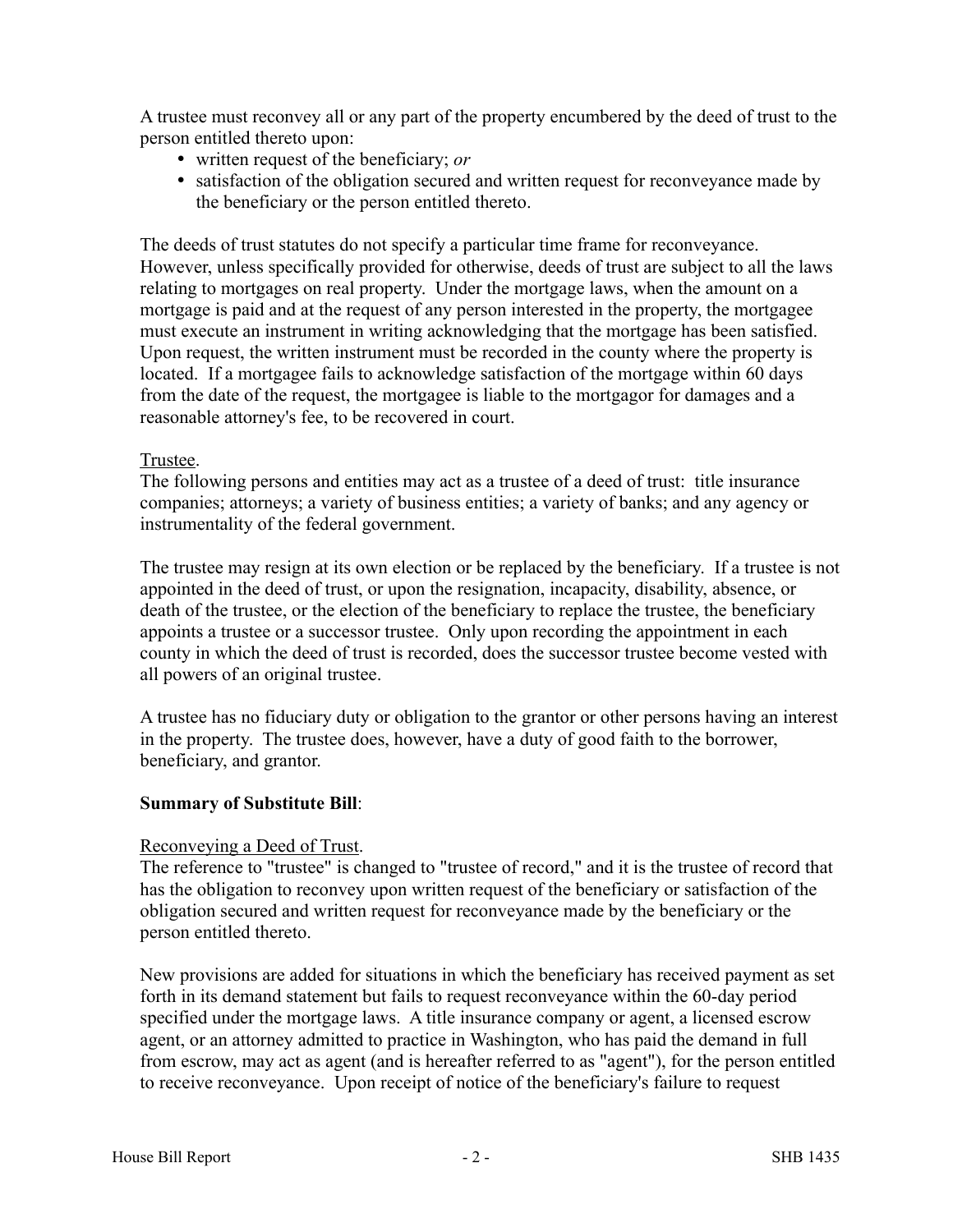A trustee must reconvey all or any part of the property encumbered by the deed of trust to the person entitled thereto upon:

- written request of the beneficiary; *or*
- satisfaction of the obligation secured and written request for reconveyance made by the beneficiary or the person entitled thereto.

The deeds of trust statutes do not specify a particular time frame for reconveyance. However, unless specifically provided for otherwise, deeds of trust are subject to all the laws relating to mortgages on real property. Under the mortgage laws, when the amount on a mortgage is paid and at the request of any person interested in the property, the mortgagee must execute an instrument in writing acknowledging that the mortgage has been satisfied. Upon request, the written instrument must be recorded in the county where the property is located. If a mortgagee fails to acknowledge satisfaction of the mortgage within 60 days from the date of the request, the mortgagee is liable to the mortgagor for damages and a reasonable attorney's fee, to be recovered in court.

Trustee.

The following persons and entities may act as a trustee of a deed of trust: title insurance companies; attorneys; a variety of business entities; a variety of banks; and any agency or instrumentality of the federal government.

The trustee may resign at its own election or be replaced by the beneficiary. If a trustee is not appointed in the deed of trust, or upon the resignation, incapacity, disability, absence, or death of the trustee, or the election of the beneficiary to replace the trustee, the beneficiary appoints a trustee or a successor trustee. Only upon recording the appointment in each county in which the deed of trust is recorded, does the successor trustee become vested with all powers of an original trustee.

A trustee has no fiduciary duty or obligation to the grantor or other persons having an interest in the property. The trustee does, however, have a duty of good faith to the borrower, beneficiary, and grantor.

**Summary of Substitute Bill**:

Reconveying a Deed of Trust.

The reference to "trustee" is changed to "trustee of record," and it is the trustee of record that has the obligation to reconvey upon written request of the beneficiary or satisfaction of the obligation secured and written request for reconveyance made by the beneficiary or the person entitled thereto.

New provisions are added for situations in which the beneficiary has received payment as set forth in its demand statement but fails to request reconveyance within the 60-day period specified under the mortgage laws. A title insurance company or agent, a licensed escrow agent, or an attorney admitted to practice in Washington, who has paid the demand in full from escrow, may act as agent (and is hereafter referred to as "agent"), for the person entitled to receive reconveyance. Upon receipt of notice of the beneficiary's failure to request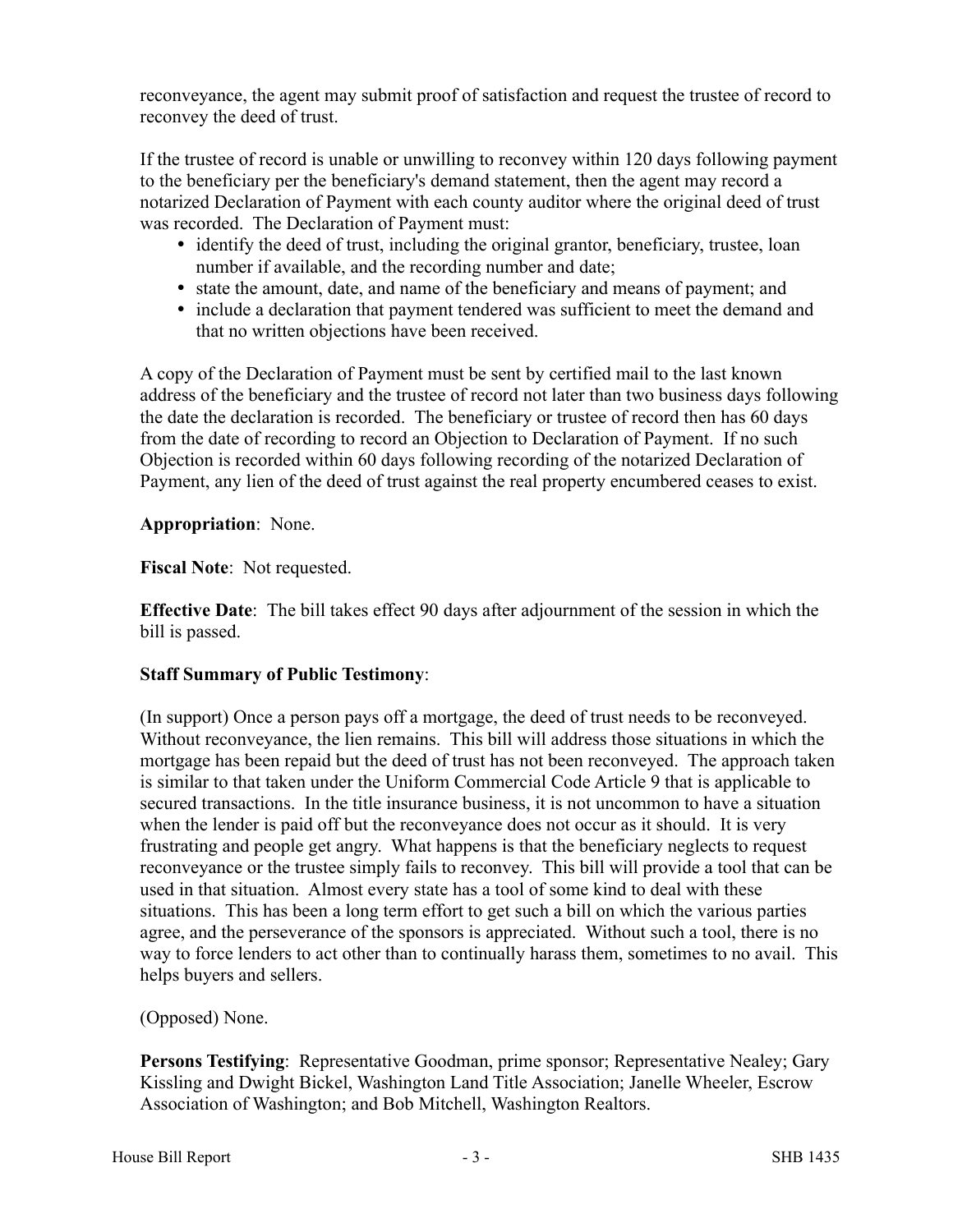reconveyance, the agent may submit proof of satisfaction and request the trustee of record to reconvey the deed of trust.

If the trustee of record is unable or unwilling to reconvey within 120 days following payment to the beneficiary per the beneficiary's demand statement, then the agent may record a notarized Declaration of Payment with each county auditor where the original deed of trust was recorded. The Declaration of Payment must:

- identify the deed of trust, including the original grantor, beneficiary, trustee, loan number if available, and the recording number and date;
- state the amount, date, and name of the beneficiary and means of payment; and
- include a declaration that payment tendered was sufficient to meet the demand and that no written objections have been received.

A copy of the Declaration of Payment must be sent by certified mail to the last known address of the beneficiary and the trustee of record not later than two business days following the date the declaration is recorded. The beneficiary or trustee of record then has 60 days from the date of recording to record an Objection to Declaration of Payment. If no such Objection is recorded within 60 days following recording of the notarized Declaration of Payment, any lien of the deed of trust against the real property encumbered ceases to exist.

**Appropriation**: None.

**Fiscal Note**: Not requested.

**Effective Date**: The bill takes effect 90 days after adjournment of the session in which the bill is passed.

**Staff Summary of Public Testimony**:

(In support) Once a person pays off a mortgage, the deed of trust needs to be reconveyed. Without reconveyance, the lien remains. This bill will address those situations in which the mortgage has been repaid but the deed of trust has not been reconveyed. The approach taken is similar to that taken under the Uniform Commercial Code Article 9 that is applicable to secured transactions. In the title insurance business, it is not uncommon to have a situation when the lender is paid off but the reconveyance does not occur as it should. It is very frustrating and people get angry. What happens is that the beneficiary neglects to request reconveyance or the trustee simply fails to reconvey. This bill will provide a tool that can be used in that situation. Almost every state has a tool of some kind to deal with these situations. This has been a long term effort to get such a bill on which the various parties agree, and the perseverance of the sponsors is appreciated. Without such a tool, there is no way to force lenders to act other than to continually harass them, sometimes to no avail. This helps buyers and sellers.

(Opposed) None.

**Persons Testifying**: Representative Goodman, prime sponsor; Representative Nealey; Gary Kissling and Dwight Bickel, Washington Land Title Association; Janelle Wheeler, Escrow Association of Washington; and Bob Mitchell, Washington Realtors.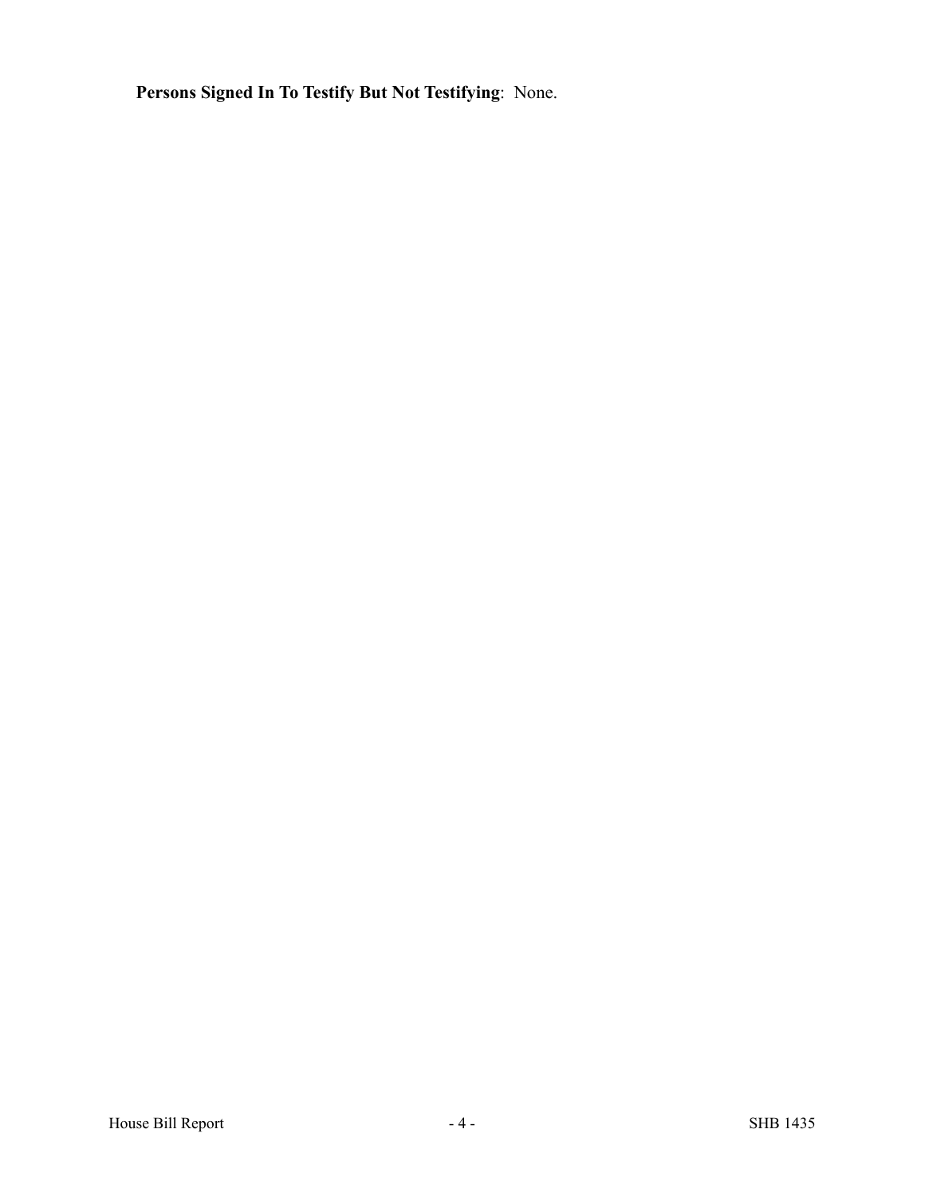**Persons Signed In To Testify But Not Testifying**: None.